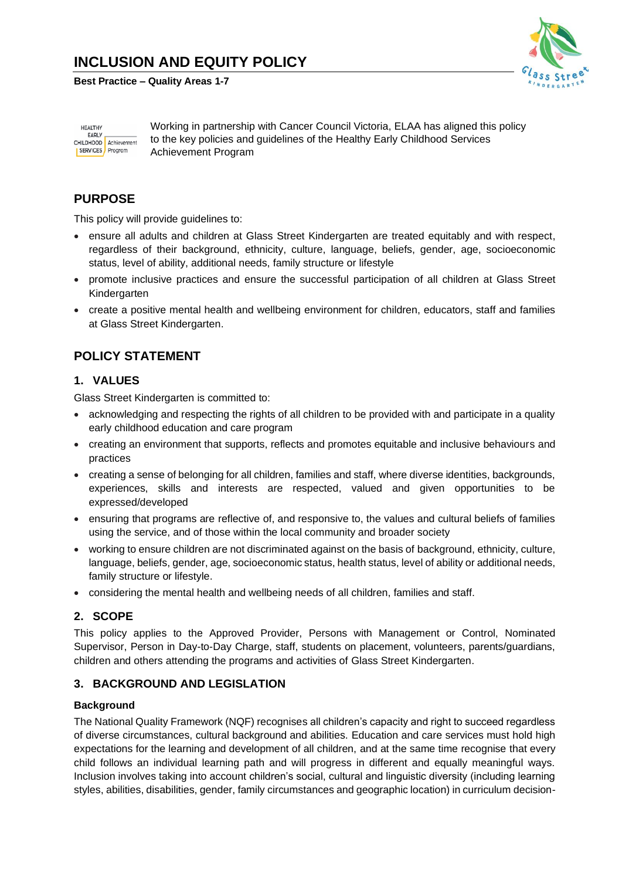# INCLUSION AND EQUITY POLICY

**Best Practice – Quality Areas 1-7**

Working in partnership with Cancer Council Victoria, ELAA has aligned this policy to the key policies and guidelines of the Healthy Early Childhood Services Achievement Program

## PURPOSE

This policy will provide guidelines to:

- ensure all adults and children at Glass Street Kindergarten are treated equitably and with respect, regardless of their background, ethnicity, culture, language, beliefs, gender, age, socioeconomic status, level of ability, additional needs, family structure or lifestyle
- promote inclusive practices and ensure the successful participation of all children at Glass Street Kindergarten
- create a positive mental health and wellbeing environment for children, educators, staff and families at Glass Street Kindergarten.

## POLICY STATEMENT

### 1. VALUES

Glass Street Kindergarten is committed to:

- acknowledging and respecting the rights of all children to be provided with and participate in a quality early childhood education and care program
- creating an environment that supports, reflects and promotes equitable and inclusive behaviours and practices
- creating a sense of belonging for all children, families and staff, where diverse identities, backgrounds, experiences, skills and interests are respected, valued and given opportunities to be expressed/developed
- ensuring that programs are reflective of, and responsive to, the values and cultural beliefs of families using the service, and of those within the local community and broader society
- working to ensure children are not discriminated against on the basis of background, ethnicity, culture, language, beliefs, gender, age, socioeconomic status, health status, level of ability or additional needs, family structure or lifestyle.
- considering the mental health and wellbeing needs of all children, families and staff.

### 2. SCOPE

This policy applies to the Approved Provider, Persons with Management or Control, Nominated Supervisor, Person in Day-to-Day Charge, staff, students on placement, volunteers, parents/guardians, children and others attending the programs and activities of Glass Street Kindergarten.

### 3. BACKGROUND AND LEGISLATION

**Background**

The National Quality Framework (NQF) recognises all children's capacity and right to succeed regardless of diverse circumstances, cultural background and abilities. Education and care services must hold high expectations for the learning and development of all children, and at the same time recognise that every child follows an individual learning path and will progress in different and equally meaningful ways. Inclusion involves taking into account children's social, cultural and linguistic diversity (including learning styles, abilities, disabilities, gender, family circumstances and geographic location) in curriculum decision-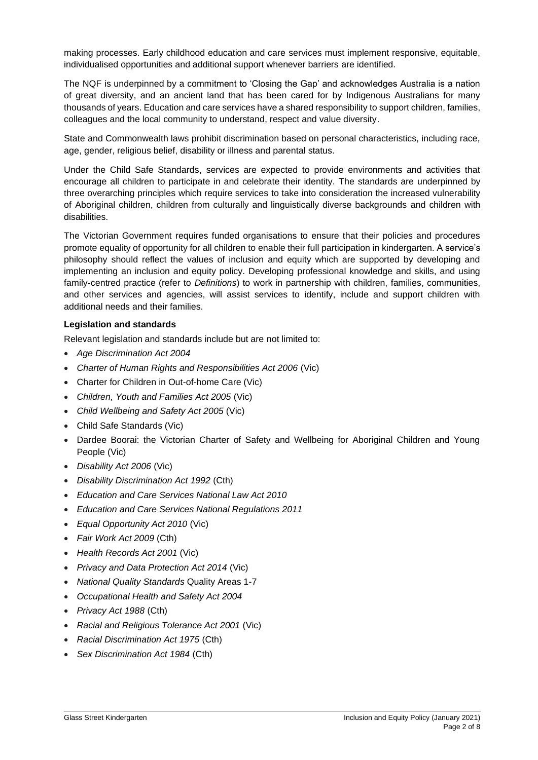making processes. Early childhood education and care services must implement responsive, equitable, individualised opportunities and additional support whenever barriers are identified.

The NQF is underpinned by a commitment to 'Closing the Gap' and acknowledges Australia is a nation of great diversity, and an ancient land that has been cared for by Indigenous Australians for many thousands of years. Education and care services have a shared responsibility to support children, families, colleagues and the local community to understand, respect and value diversity.

State and Commonwealth laws prohibit discrimination based on personal characteristics, including race, age, gender, religious belief, disability or illness and parental status.

Under the Child Safe Standards, services are expected to provide environments and activities that encourage all children to participate in and celebrate their identity. The standards are underpinned by three overarching principles which require services to take into consideration the increased vulnerability of Aboriginal children, children from culturally and linguistically diverse backgrounds and children with disabilities.

The Victorian Government requires funded organisations to ensure that their policies and procedures promote equality of opportunity for all children to enable their full participation in kindergarten. A service's philosophy should reflect the values of inclusion and equity which are supported by developing and implementing an inclusion and equity policy. Developing professional knowledge and skills, and using family-centred practice (refer to *Definitions*) to work in partnership with children, families, communities, and other services and agencies, will assist services to identify, include and support children with additional needs and their families.

**Legislation and standards**

Relevant legislation and standards include but are not limited to:

- *Age Discrimination Act 2004*
- *Charter of Human Rights and Responsibilities Act 2006* (Vic)
- Charter for Children in Out-of-home Care (Vic)
- *Children, Youth and Families Act 2005* (Vic)
- *Child Wellbeing and Safety Act 2005* (Vic)
- Child Safe Standards (Vic)
- Dardee Boorai: the Victorian Charter of Safety and Wellbeing for Aboriginal Children and Young People (Vic)
- *Disability Act 2006* (Vic)
- *Disability Discrimination Act 1992* (Cth)
- *Education and Care Services National Law Act 2010*
- *Education and Care Services National Regulations 2011*
- *Equal Opportunity Act 2010* (Vic)
- *Fair Work Act 2009* (Cth)
- *Health Records Act 2001* (Vic)
- *Privacy and Data Protection Act 2014* (Vic)
- *National Quality Standards* Quality Areas 1-7
- *Occupational Health and Safety Act 2004*
- *Privacy Act 1988* (Cth)
- *Racial and Religious Tolerance Act 2001* (Vic)
- *Racial Discrimination Act 1975* (Cth)
- *Sex Discrimination Act 1984* (Cth)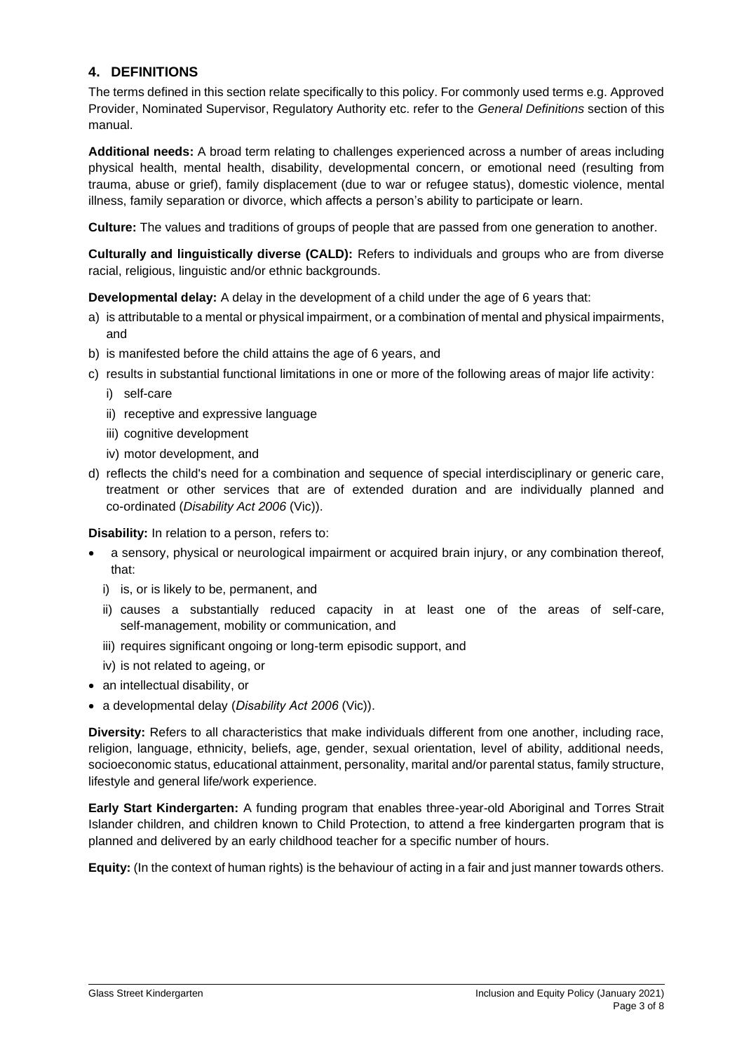## 4. DEFINITIONS

The terms defined in this section relate specifically to this policy. For commonly used terms e.g. Approved Provider, Nominated Supervisor, Regulatory Authority etc. refer to the *General Definitions* section of this manual.

**Additional needs:** A broad term relating to challenges experienced across a number of areas including physical health, mental health, disability, developmental concern, or emotional need (resulting from trauma, abuse or grief), family displacement (due to war or refugee status), domestic violence, mental illness, family separation or divorce, which affects a person's ability to participate or learn.

**Culture:** The values and traditions of groups of people that are passed from one generation to another.

**Culturally and linguistically diverse (CALD):** Refers to individuals and groups who are from diverse racial, religious, linguistic and/or ethnic backgrounds.

**Developmental delay:** A delay in the development of a child under the age of 6 years that:

a) is attributable to a mental or physical impairment, or a combination of mental and physical impairments, and
b) is manifested before the child attains the age of 6 years, and
c) results in substantial functional limitations in one or more of the following areas of major life activity:
   i) self-care
   ii) receptive and expressive language
   iii) cognitive development
   iv) motor development, and
d) reflects the child's need for a combination and sequence of special interdisciplinary or generic care, treatment or other services that are of extended duration and are individually planned and co-ordinated (*Disability Act 2006* (Vic)).

**Disability:** In relation to a person, refers to:

- a sensory, physical or neurological impairment or acquired brain injury, or any combination thereof, that:
   i) is, or is likely to be, permanent, and
   ii) causes a substantially reduced capacity in at least one of the areas of self-care, self-management, mobility or communication, and
   iii) requires significant ongoing or long-term episodic support, and
   iv) is not related to ageing, or
- an intellectual disability, or
- a developmental delay (*Disability Act 2006* (Vic)).

**Diversity:** Refers to all characteristics that make individuals different from one another, including race, religion, language, ethnicity, beliefs, age, gender, sexual orientation, level of ability, additional needs, socioeconomic status, educational attainment, personality, marital and/or parental status, family structure, lifestyle and general life/work experience.

**Early Start Kindergarten:** A funding program that enables three-year-old Aboriginal and Torres Strait Islander children, and children known to Child Protection, to attend a free kindergarten program that is planned and delivered by an early childhood teacher for a specific number of hours.

**Equity:** (In the context of human rights) is the behaviour of acting in a fair and just manner towards others.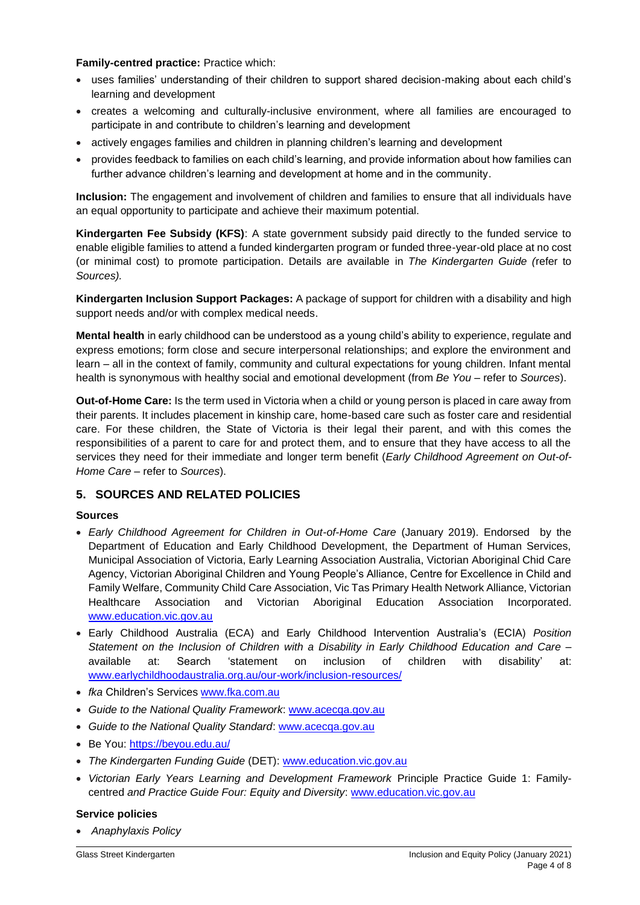**Family-centred practice:** Practice which:

- uses families' understanding of their children to support shared decision-making about each child's learning and development
- creates a welcoming and culturally-inclusive environment, where all families are encouraged to participate in and contribute to children's learning and development
- actively engages families and children in planning children's learning and development
- provides feedback to families on each child's learning, and provide information about how families can further advance children's learning and development at home and in the community.

**Inclusion:** The engagement and involvement of children and families to ensure that all individuals have an equal opportunity to participate and achieve their maximum potential.

**Kindergarten Fee Subsidy (KFS)**: A state government subsidy paid directly to the funded service to enable eligible families to attend a funded kindergarten program or funded three-year-old place at no cost (or minimal cost) to promote participation. Details are available in *The Kindergarten Guide (*refer to *Sources).*

**Kindergarten Inclusion Support Packages:** A package of support for children with a disability and high support needs and/or with complex medical needs.

**Mental health** in early childhood can be understood as a young child's ability to experience, regulate and express emotions; form close and secure interpersonal relationships; and explore the environment and learn – all in the context of family, community and cultural expectations for young children. Infant mental health is synonymous with healthy social and emotional development (from *Be You* – refer to *Sources*).

**Out-of-Home Care:** Is the term used in Victoria when a child or young person is placed in care away from their parents. It includes placement in kinship care, home-based care such as foster care and residential care. For these children, the State of Victoria is their legal their parent, and with this comes the responsibilities of a parent to care for and protect them, and to ensure that they have access to all the services they need for their immediate and longer term benefit (*Early Childhood Agreement on Out-of-Home Care* – refer to *Sources*).

## 5. SOURCES AND RELATED POLICIES

**Sources**

- *Early Childhood Agreement for Children in Out-of-Home Care* (January 2019). Endorsed by the Department of Education and Early Childhood Development, the Department of Human Services, Municipal Association of Victoria, Early Learning Association Australia, Victorian Aboriginal Chid Care Agency, Victorian Aboriginal Children and Young People's Alliance, Centre for Excellence in Child and Family Welfare, Community Child Care Association, Vic Tas Primary Health Network Alliance, Victorian Healthcare Association and Victorian Aboriginal Education Association Incorporated. www.education.vic.gov.au
- Early Childhood Australia (ECA) and Early Childhood Intervention Australia's (ECIA) *Position Statement on the Inclusion of Children with a Disability in Early Childhood Education and Care* – available at: Search 'statement on inclusion of children with disability' at: www.earlychildhoodaustralia.org.au/our-work/inclusion-resources/
- *fka* Children's Services www.fka.com.au
- *Guide to the National Quality Framework*: www.acecqa.gov.au
- *Guide to the National Quality Standard*: www.acecqa.gov.au
- Be You: https://beyou.edu.au/
- *The Kindergarten Funding Guide* (DET): www.education.vic.gov.au
- *Victorian Early Years Learning and Development Framework* Principle Practice Guide 1: Family-centred *and Practice Guide Four: Equity and Diversity*: www.education.vic.gov.au

**Service policies**

- *Anaphylaxis Policy*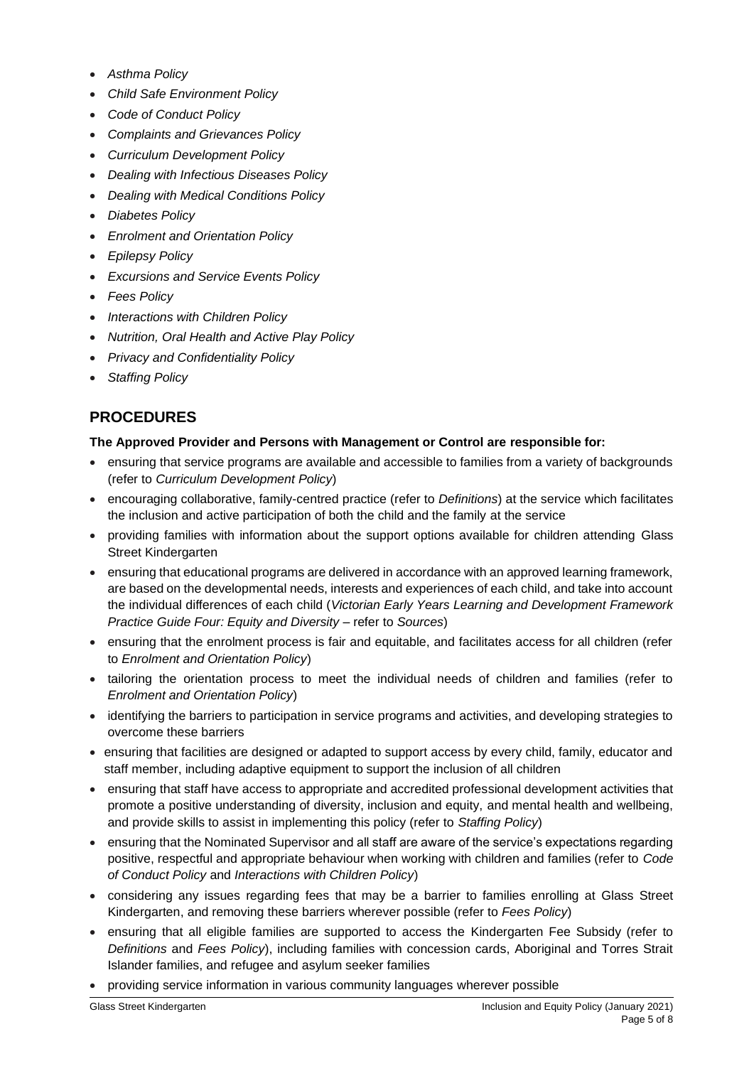- *Asthma Policy*
- *Child Safe Environment Policy*
- *Code of Conduct Policy*
- *Complaints and Grievances Policy*
- *Curriculum Development Policy*
- *Dealing with Infectious Diseases Policy*
- *Dealing with Medical Conditions Policy*
- *Diabetes Policy*
- *Enrolment and Orientation Policy*
- *Epilepsy Policy*
- *Excursions and Service Events Policy*
- *Fees Policy*
- *Interactions with Children Policy*
- *Nutrition, Oral Health and Active Play Policy*
- *Privacy and Confidentiality Policy*
- *Staffing Policy*

## PROCEDURES

**The Approved Provider and Persons with Management or Control are responsible for:**

- ensuring that service programs are available and accessible to families from a variety of backgrounds (refer to *Curriculum Development Policy*)
- encouraging collaborative, family-centred practice (refer to *Definitions*) at the service which facilitates the inclusion and active participation of both the child and the family at the service
- providing families with information about the support options available for children attending Glass Street Kindergarten
- ensuring that educational programs are delivered in accordance with an approved learning framework, are based on the developmental needs, interests and experiences of each child, and take into account the individual differences of each child (*Victorian Early Years Learning and Development Framework Practice Guide Four: Equity and Diversity* – refer to *Sources*)
- ensuring that the enrolment process is fair and equitable, and facilitates access for all children (refer to *Enrolment and Orientation Policy*)
- tailoring the orientation process to meet the individual needs of children and families (refer to *Enrolment and Orientation Policy*)
- identifying the barriers to participation in service programs and activities, and developing strategies to overcome these barriers
- ensuring that facilities are designed or adapted to support access by every child, family, educator and staff member, including adaptive equipment to support the inclusion of all children
- ensuring that staff have access to appropriate and accredited professional development activities that promote a positive understanding of diversity, inclusion and equity, and mental health and wellbeing, and provide skills to assist in implementing this policy (refer to *Staffing Policy*)
- ensuring that the Nominated Supervisor and all staff are aware of the service's expectations regarding positive, respectful and appropriate behaviour when working with children and families (refer to *Code of Conduct Policy* and *Interactions with Children Policy*)
- considering any issues regarding fees that may be a barrier to families enrolling at Glass Street Kindergarten, and removing these barriers wherever possible (refer to *Fees Policy*)
- ensuring that all eligible families are supported to access the Kindergarten Fee Subsidy (refer to *Definitions* and *Fees Policy*), including families with concession cards, Aboriginal and Torres Strait Islander families, and refugee and asylum seeker families
- providing service information in various community languages wherever possible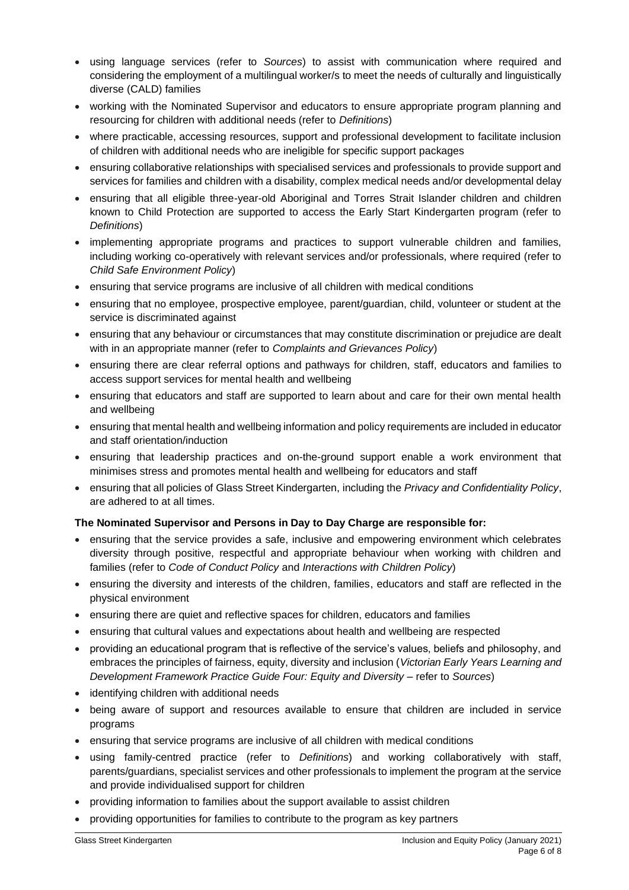- using language services (refer to *Sources*) to assist with communication where required and considering the employment of a multilingual worker/s to meet the needs of culturally and linguistically diverse (CALD) families
- working with the Nominated Supervisor and educators to ensure appropriate program planning and resourcing for children with additional needs (refer to *Definitions*)
- where practicable, accessing resources, support and professional development to facilitate inclusion of children with additional needs who are ineligible for specific support packages
- ensuring collaborative relationships with specialised services and professionals to provide support and services for families and children with a disability, complex medical needs and/or developmental delay
- ensuring that all eligible three-year-old Aboriginal and Torres Strait Islander children and children known to Child Protection are supported to access the Early Start Kindergarten program (refer to *Definitions*)
- implementing appropriate programs and practices to support vulnerable children and families, including working co-operatively with relevant services and/or professionals, where required (refer to *Child Safe Environment Policy*)
- ensuring that service programs are inclusive of all children with medical conditions
- ensuring that no employee, prospective employee, parent/guardian, child, volunteer or student at the service is discriminated against
- ensuring that any behaviour or circumstances that may constitute discrimination or prejudice are dealt with in an appropriate manner (refer to *Complaints and Grievances Policy*)
- ensuring there are clear referral options and pathways for children, staff, educators and families to access support services for mental health and wellbeing
- ensuring that educators and staff are supported to learn about and care for their own mental health and wellbeing
- ensuring that mental health and wellbeing information and policy requirements are included in educator and staff orientation/induction
- ensuring that leadership practices and on-the-ground support enable a work environment that minimises stress and promotes mental health and wellbeing for educators and staff
- ensuring that all policies of Glass Street Kindergarten, including the *Privacy and Confidentiality Policy*, are adhered to at all times.

**The Nominated Supervisor and Persons in Day to Day Charge are responsible for:**

- ensuring that the service provides a safe, inclusive and empowering environment which celebrates diversity through positive, respectful and appropriate behaviour when working with children and families (refer to *Code of Conduct Policy* and *Interactions with Children Policy*)
- ensuring the diversity and interests of the children, families, educators and staff are reflected in the physical environment
- ensuring there are quiet and reflective spaces for children, educators and families
- ensuring that cultural values and expectations about health and wellbeing are respected
- providing an educational program that is reflective of the service's values, beliefs and philosophy, and embraces the principles of fairness, equity, diversity and inclusion (*Victorian Early Years Learning and Development Framework Practice Guide Four: Equity and Diversity* – refer to *Sources*)
- identifying children with additional needs
- being aware of support and resources available to ensure that children are included in service programs
- ensuring that service programs are inclusive of all children with medical conditions
- using family-centred practice (refer to *Definitions*) and working collaboratively with staff, parents/guardians, specialist services and other professionals to implement the program at the service and provide individualised support for children
- providing information to families about the support available to assist children
- providing opportunities for families to contribute to the program as key partners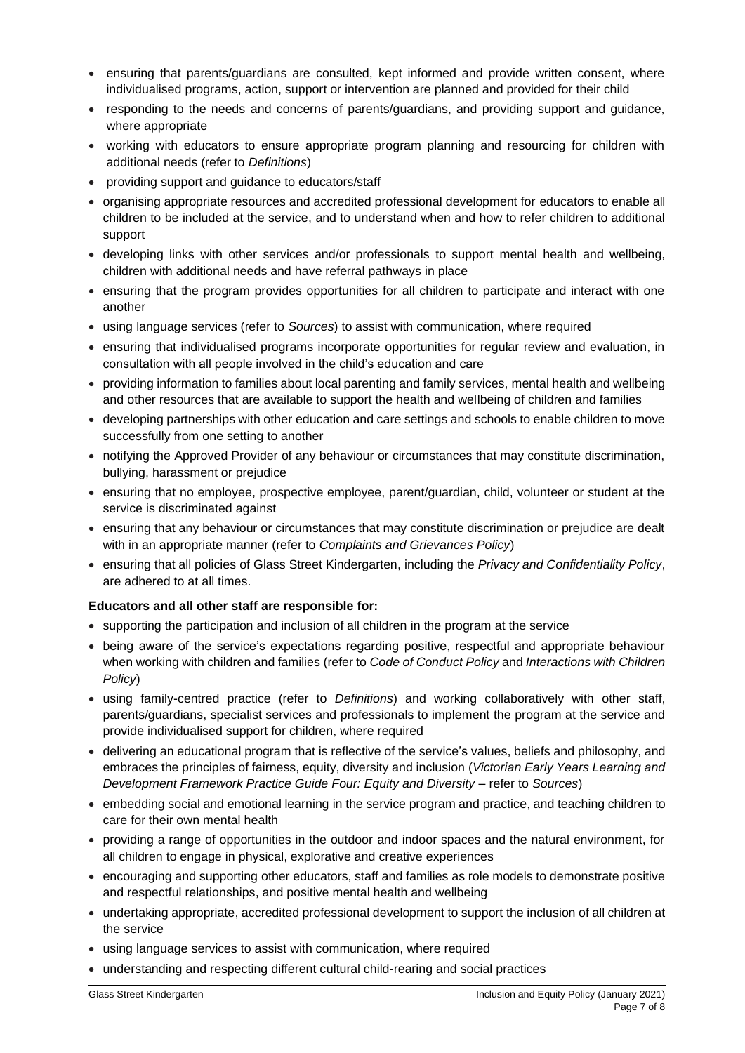- ensuring that parents/guardians are consulted, kept informed and provide written consent, where individualised programs, action, support or intervention are planned and provided for their child
- responding to the needs and concerns of parents/guardians, and providing support and guidance, where appropriate
- working with educators to ensure appropriate program planning and resourcing for children with additional needs (refer to *Definitions*)
- providing support and guidance to educators/staff
- organising appropriate resources and accredited professional development for educators to enable all children to be included at the service, and to understand when and how to refer children to additional support
- developing links with other services and/or professionals to support mental health and wellbeing, children with additional needs and have referral pathways in place
- ensuring that the program provides opportunities for all children to participate and interact with one another
- using language services (refer to *Sources*) to assist with communication, where required
- ensuring that individualised programs incorporate opportunities for regular review and evaluation, in consultation with all people involved in the child's education and care
- providing information to families about local parenting and family services, mental health and wellbeing and other resources that are available to support the health and wellbeing of children and families
- developing partnerships with other education and care settings and schools to enable children to move successfully from one setting to another
- notifying the Approved Provider of any behaviour or circumstances that may constitute discrimination, bullying, harassment or prejudice
- ensuring that no employee, prospective employee, parent/guardian, child, volunteer or student at the service is discriminated against
- ensuring that any behaviour or circumstances that may constitute discrimination or prejudice are dealt with in an appropriate manner (refer to *Complaints and Grievances Policy*)
- ensuring that all policies of Glass Street Kindergarten, including the *Privacy and Confidentiality Policy*, are adhered to at all times.

**Educators and all other staff are responsible for:**

- supporting the participation and inclusion of all children in the program at the service
- being aware of the service's expectations regarding positive, respectful and appropriate behaviour when working with children and families (refer to *Code of Conduct Policy* and *Interactions with Children Policy*)
- using family-centred practice (refer to *Definitions*) and working collaboratively with other staff, parents/guardians, specialist services and professionals to implement the program at the service and provide individualised support for children, where required
- delivering an educational program that is reflective of the service's values, beliefs and philosophy, and embraces the principles of fairness, equity, diversity and inclusion (*Victorian Early Years Learning and Development Framework Practice Guide Four: Equity and Diversity* – refer to *Sources*)
- embedding social and emotional learning in the service program and practice, and teaching children to care for their own mental health
- providing a range of opportunities in the outdoor and indoor spaces and the natural environment, for all children to engage in physical, explorative and creative experiences
- encouraging and supporting other educators, staff and families as role models to demonstrate positive and respectful relationships, and positive mental health and wellbeing
- undertaking appropriate, accredited professional development to support the inclusion of all children at the service
- using language services to assist with communication, where required
- understanding and respecting different cultural child-rearing and social practices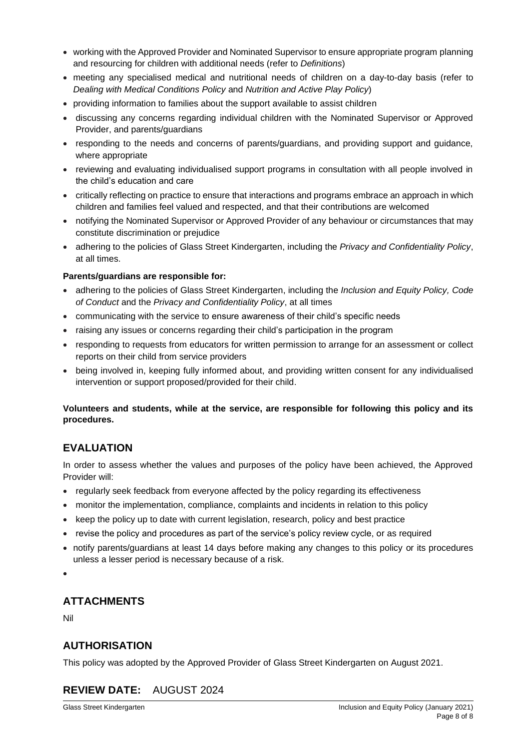- working with the Approved Provider and Nominated Supervisor to ensure appropriate program planning and resourcing for children with additional needs (refer to *Definitions*)
- meeting any specialised medical and nutritional needs of children on a day-to-day basis (refer to *Dealing with Medical Conditions Policy* and *Nutrition and Active Play Policy*)
- providing information to families about the support available to assist children
- discussing any concerns regarding individual children with the Nominated Supervisor or Approved Provider, and parents/guardians
- responding to the needs and concerns of parents/guardians, and providing support and guidance, where appropriate
- reviewing and evaluating individualised support programs in consultation with all people involved in the child's education and care
- critically reflecting on practice to ensure that interactions and programs embrace an approach in which children and families feel valued and respected, and that their contributions are welcomed
- notifying the Nominated Supervisor or Approved Provider of any behaviour or circumstances that may constitute discrimination or prejudice
- adhering to the policies of Glass Street Kindergarten, including the *Privacy and Confidentiality Policy*, at all times.

**Parents/guardians are responsible for:**

- adhering to the policies of Glass Street Kindergarten, including the *Inclusion and Equity Policy, Code of Conduct* and the *Privacy and Confidentiality Policy*, at all times
- communicating with the service to ensure awareness of their child's specific needs
- raising any issues or concerns regarding their child's participation in the program
- responding to requests from educators for written permission to arrange for an assessment or collect reports on their child from service providers
- being involved in, keeping fully informed about, and providing written consent for any individualised intervention or support proposed/provided for their child.

**Volunteers and students, while at the service, are responsible for following this policy and its procedures.**

## EVALUATION

In order to assess whether the values and purposes of the policy have been achieved, the Approved Provider will:

- regularly seek feedback from everyone affected by the policy regarding its effectiveness
- monitor the implementation, compliance, complaints and incidents in relation to this policy
- keep the policy up to date with current legislation, research, policy and best practice
- revise the policy and procedures as part of the service's policy review cycle, or as required
- notify parents/guardians at least 14 days before making any changes to this policy or its procedures unless a lesser period is necessary because of a risk.

## ATTACHMENTS

Nil

## AUTHORISATION

This policy was adopted by the Approved Provider of Glass Street Kindergarten on August 2021.

## REVIEW DATE: AUGUST 2024